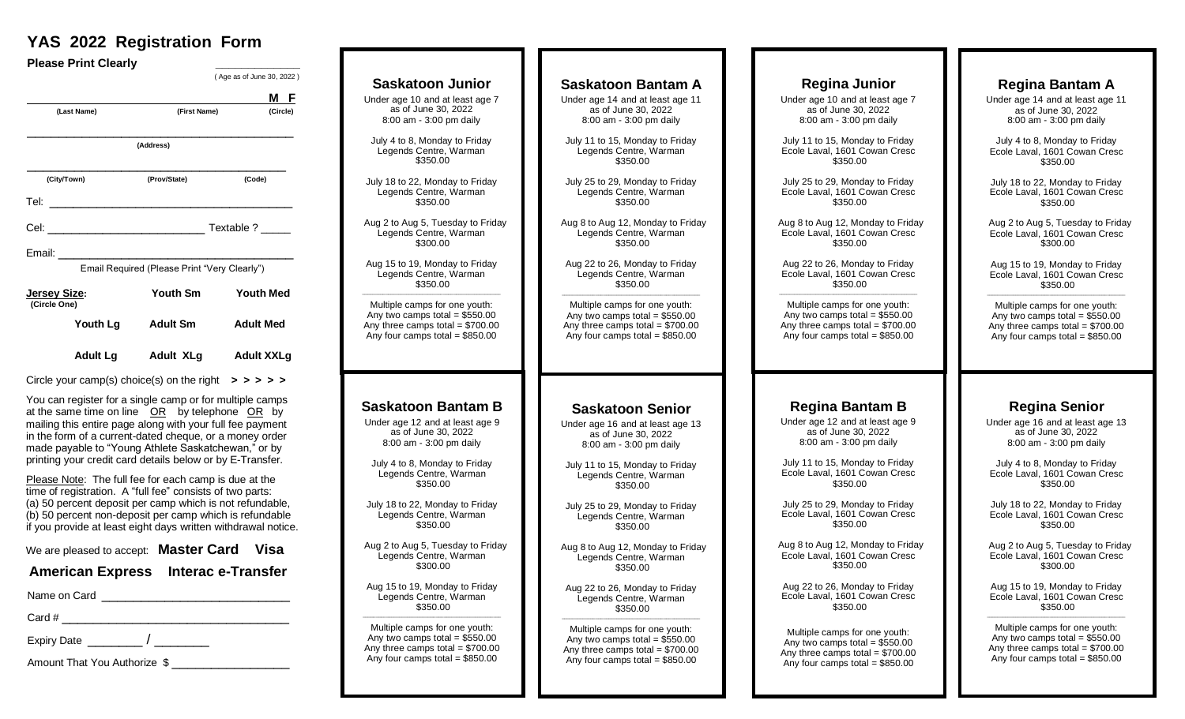# YAS 2022 Registration Form

**Please Print Clearly**

_______________
( Age as of June 30, 2022 )

_____________________________________ **M F**
**(Last Name)** **(First Name)** **(Circle)**

_____________________________________
**(Address)**

_____________________________________
**(City/Town)** **(Prov/State)** **(Code)**

Tel: _____________________________________

Cel: _________________________ Textable ? _____

Email: _____________________________________

Email Required (Please Print "Very Clearly")

**Jersey Size:** **(Circle One)**

| | | |
|---|---|---|
| | **Youth Sm** | **Youth Med** |
| **Youth Lg** | **Adult Sm** | **Adult Med** |
| **Adult Lg** | **Adult XLg** | **Adult XXLg** |

Circle your camp(s) choice(s) on the right **> > > > >**

You can register for a single camp or for multiple camps at the same time on line OR by telephone OR by mailing this entire page along with your full fee payment in the form of a current-dated cheque, or a money order made payable to "Young Athlete Saskatchewan," or by printing your credit card details below or by E-Transfer.

Please Note: The full fee for each camp is due at the time of registration. A "full fee" consists of two parts: (a) 50 percent deposit per camp which is not refundable, (b) 50 percent non-deposit per camp which is refundable if you provide at least eight days written withdrawal notice.

We are pleased to accept: **Master Card Visa**

**American Express Interac e-Transfer**

Name on Card _____________________________

Card # _____________________________________

Expiry Date ________ / ________

Amount That You Authorize $ __________________

## Saskatoon Junior

Under age 10 and at least age 7 as of June 30, 2022
8:00 am - 3:00 pm daily

July 4 to 8, Monday to Friday
Legends Centre, Warman
$350.00

July 18 to 22, Monday to Friday
Legends Centre, Warman
$350.00

Aug 2 to Aug 5, Tuesday to Friday
Legends Centre, Warman
$300.00

Aug 15 to 19, Monday to Friday
Legends Centre, Warman
$350.00

Multiple camps for one youth:
Any two camps total = $550.00
Any three camps total = $700.00
Any four camps total = $850.00

## Saskatoon Bantam A

Under age 14 and at least age 11 as of June 30, 2022
8:00 am - 3:00 pm daily

July 11 to 15, Monday to Friday
Legends Centre, Warman
$350.00

July 25 to 29, Monday to Friday
Legends Centre, Warman
$350.00

Aug 8 to Aug 12, Monday to Friday
Legends Centre, Warman
$350.00

Aug 22 to 26, Monday to Friday
Legends Centre, Warman
$350.00

Multiple camps for one youth:
Any two camps total = $550.00
Any three camps total = $700.00
Any four camps total = $850.00

## Regina Junior

Under age 10 and at least age 7 as of June 30, 2022
8:00 am - 3:00 pm daily

July 11 to 15, Monday to Friday
Ecole Laval, 1601 Cowan Cresc
$350.00

July 25 to 29, Monday to Friday
Ecole Laval, 1601 Cowan Cresc
$350.00

Aug 8 to Aug 12, Monday to Friday
Ecole Laval, 1601 Cowan Cresc
$350.00

Aug 22 to 26, Monday to Friday
Ecole Laval, 1601 Cowan Cresc
$350.00

Multiple camps for one youth:
Any two camps total = $550.00
Any three camps total = $700.00
Any four camps total = $850.00

## Regina Bantam A

Under age 14 and at least age 11 as of June 30, 2022
8:00 am - 3:00 pm daily

July 4 to 8, Monday to Friday
Ecole Laval, 1601 Cowan Cresc
$350.00

July 18 to 22, Monday to Friday
Ecole Laval, 1601 Cowan Cresc
$350.00

Aug 2 to Aug 5, Tuesday to Friday
Ecole Laval, 1601 Cowan Cresc
$300.00

Aug 15 to 19, Monday to Friday
Ecole Laval, 1601 Cowan Cresc
$350.00

Multiple camps for one youth:
Any two camps total = $550.00
Any three camps total = $700.00
Any four camps total = $850.00

## Saskatoon Bantam B

Under age 12 and at least age 9 as of June 30, 2022
8:00 am - 3:00 pm daily

July 4 to 8, Monday to Friday
Legends Centre, Warman
$350.00

July 18 to 22, Monday to Friday
Legends Centre, Warman
$350.00

Aug 2 to Aug 5, Tuesday to Friday
Legends Centre, Warman
$300.00

Aug 15 to 19, Monday to Friday
Legends Centre, Warman
$350.00

Multiple camps for one youth:
Any two camps total = $550.00
Any three camps total = $700.00
Any four camps total = $850.00

## Saskatoon Senior

Under age 16 and at least age 13 as of June 30, 2022
8:00 am - 3:00 pm daily

July 11 to 15, Monday to Friday
Legends Centre, Warman
$350.00

July 25 to 29, Monday to Friday
Legends Centre, Warman
$350.00

Aug 8 to Aug 12, Monday to Friday
Legends Centre, Warman
$350.00

Aug 22 to 26, Monday to Friday
Legends Centre, Warman
$350.00

Multiple camps for one youth:
Any two camps total = $550.00
Any three camps total = $700.00
Any four camps total = $850.00

## Regina Bantam B

Under age 12 and at least age 9 as of June 30, 2022
8:00 am - 3:00 pm daily

July 11 to 15, Monday to Friday
Ecole Laval, 1601 Cowan Cresc
$350.00

July 25 to 29, Monday to Friday
Ecole Laval, 1601 Cowan Cresc
$350.00

Aug 8 to Aug 12, Monday to Friday
Ecole Laval, 1601 Cowan Cresc
$350.00

Aug 22 to 26, Monday to Friday
Ecole Laval, 1601 Cowan Cresc
$350.00

Multiple camps for one youth:
Any two camps total = $550.00
Any three camps total = $700.00
Any four camps total = $850.00

## Regina Senior

Under age 16 and at least age 13 as of June 30, 2022
8:00 am - 3:00 pm daily

July 4 to 8, Monday to Friday
Ecole Laval, 1601 Cowan Cresc
$350.00

July 18 to 22, Monday to Friday
Ecole Laval, 1601 Cowan Cresc
$350.00

Aug 2 to Aug 5, Tuesday to Friday
Ecole Laval, 1601 Cowan Cresc
$300.00

Aug 15 to 19, Monday to Friday
Ecole Laval, 1601 Cowan Cresc
$350.00

Multiple camps for one youth:
Any two camps total = $550.00
Any three camps total = $700.00
Any four camps total = $850.00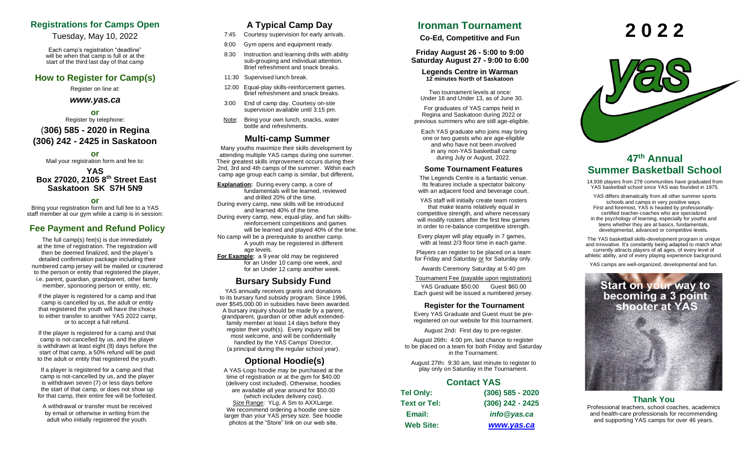## Registrations for Camps Open

Tuesday, May 10, 2022

Each camp's registration "deadline" will be when that camp is full or at the start of the third last day of that camp

## How to Register for Camp(s)

Register on line at:

***www.yas.ca***

**or**

Register by telephone:

**(306) 585 - 2020 in Regina**
**(306) 242 - 2425 in Saskatoon**

**or**

Mail your registration form and fee to:

**YAS**
**Box 27020, 2105 8th Street East**
**Saskatoon SK S7H 5N9**

**or**

Bring your registration form and full fee to a YAS staff member at our gym while a camp is in session:

## Fee Payment and Refund Policy

The full camp(s) fee(s) is due immediately at the time of registration. The registration will then be deemed finalized, and the player's detailed confirmation package including their numbered camp jersey will be mailed or couriered to the person or entity that registered the player, i.e. parent, guardian, grandparent, other family member, sponsoring person or entity, etc.

If the player is registered for a camp and that camp is cancelled by us, the adult or entity that registered the youth will have the choice to either transfer to another YAS 2022 camp, or to accept a full refund.

If the player is registered for a camp and that camp is not-cancelled by us, and the player is withdrawn at least eight (8) days before the start of that camp, a 50% refund will be paid to the adult or entity that registered the youth.

If a player is registered for a camp and that camp is not-cancelled by us, and the player is withdrawn seven (7) or less days before the start of that camp, or does not show up for that camp, their entire fee will be forfeited.

A withdrawal or transfer must be received by email or otherwise in writing from the adult who initially registered the youth.

## A Typical Camp Day

- 7:45 Courtesy supervision for early arrivals.
- 8:00 Gym opens and equipment ready.
- 8:30 Instruction and learning drills with ability sub-grouping and individual attention. Brief refreshment and snack breaks.
- 11:30 Supervised lunch break.
- 12:00 Equal-play skills-reinforcement games. Brief refreshment and snack breaks.
- 3:00 End of camp day. Courtesy on-site supervision available until 3:15 pm.
- Note: Bring your own lunch, snacks, water bottle and refreshments.

## Multi-camp Summer

Many youths maximize their skills development by attending multiple YAS camps during one summer. Their greatest skills improvement occurs during their 2nd, 3rd and 4th camps of the summer. Within each camp age group each camp is similar, but different**.**

**Explanation:** During every camp, a core of fundamentals will be learned, reviewed and drilled 20% of the time.

During every camp, new skills will be introduced and learned 40% of the time.

During every camp, new, equal-play, and fun skills-reinforcement competitions and games will be learned and played 40% of the time.

No camp will be a prerequisite to another camp. A youth may be registered in different age levels.

**For Example:** a 9 year old may be registered for an Under 10 camp one week, and for an Under 12 camp another week.

## Bursary Subsidy Fund

YAS annually receives grants and donations to its bursary fund subsidy program. Since 1996, over $545,000.00 in subsidies have been awarded. A bursary inquiry should be made by a parent, grandparent, guardian or other adult extended-family member at least 14 days before they register their youth(s). Every inquiry will be most welcome, and will be confidentially handled by the YAS Camps' Director, (a principal during the regular school year).

## Optional Hoodie(s)

A YAS-Logo hoodie may be purchased at the time of registration or at the gym for $40.00 (delivery cost included). Otherwise, hoodies are available all year around for $50.00 (which includes delivery cost).
Size Range: YLg, A Sm to AXXLarge.
We recommend ordering a hoodie one size larger than your YAS jersey size. See hoodie photos at the "Store" link on our web site.

## Ironman Tournament

**Co-Ed, Competitive and Fun**

**Friday August 26 - 5:00 to 9:00**
**Saturday August 27 - 9:00 to 6:00**

**Legends Centre in Warman**
**12 minutes North of Saskatoon**

Two tournament levels at once: Under 16 and Under 13, as of June 30.

For graduates of YAS camps held in Regina and Saskatoon during 2022 or previous summers who are still age-eligible.

Each YAS graduate who joins may bring one or two guests who are age-eligible and who have not been involved in any non-YAS basketball camp during July or August, 2022.

### Some Tournament Features

The Legends Centre is a fantastic venue. Its features include a spectator balcony with an adjacent food and beverage court.

YAS staff will initially create team rosters that make teams relatively equal in competitive strength, and where necessary will modify rosters after the first few games in order to re-balance competitive strength.

Every player will play equally in 7 games, with at least 2/3 floor time in each game.

Players can register to be placed on a team for Friday and Saturday or for Saturday only.

Awards Ceremony Saturday at 5:40 pm

Tournament Fee (payable upon registration)

YAS Graduate $50.00 Guest $60.00
Each guest will be issued a numbered jersey.

### Register for the Tournament

Every YAS Graduate and Guest must be pre-registered on our website for this tournament.

August 2nd**:** First day to pre-register.

August 26th**:** 4:00 pm, last chance to register to be placed on a team for both Friday and Saturday in the Tournament.

August 27th**:** 9:30 am, last minute to register to play only on Saturday in the Tournament.

### Contact YAS

| | |
|---|---|
| **Tel Only:** | **(306) 585 - 2020** |
| **Text or Tel:** | **(306) 242 - 2425** |
| **Email:** | ***info@yas.ca*** |
| **Web Site:** | ***www.yas.ca*** |

# 2022

yas

## 47th Annual Summer Basketball School

14,938 players from 278 communities have graduated from YAS basketball school since YAS was founded in 1975.

YAS differs dramatically from all other summer sports schools and camps in very positive ways. First and foremost, YAS is headed by professionally-certified teacher-coaches who are specialized in the psychology of learning, especially for youths and teens whether they are at basics, fundamentals, developmental, advanced or competitive levels.

The YAS basketball skills-development program is unique and innovative. It's constantly being adapted to match what currently attracts players of all ages, of every level of athletic ability, and of every playing experience background.

YAS camps are well-organized, developmental and fun.

Start on your way to becoming a 3 point shooter at YAS

### Thank You

Professional teachers, school coaches, academics and health-care professionals for recommending and supporting YAS camps for over 46 years.